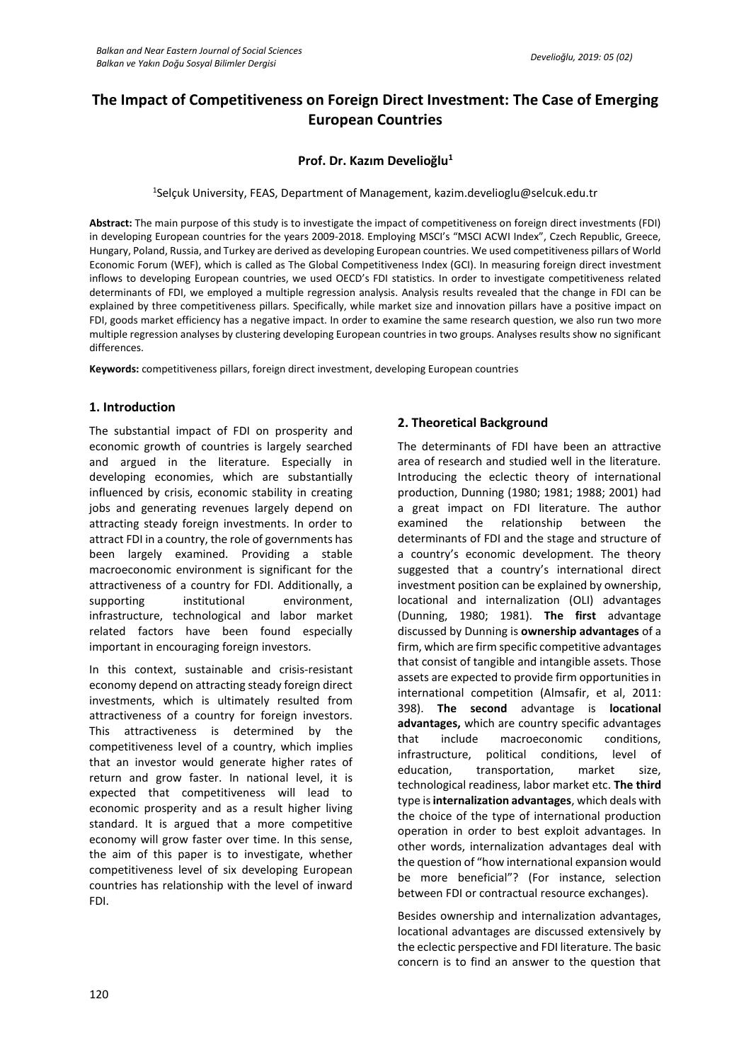# The Impact of Competitiveness on Foreign Direct Investment: The Case of Emerging European Countries

**Prof. Dr. Kazım Develioğlu**[1]

[1]Selçuk University, FEAS, Department of Management, kazim.develioglu@selcuk.edu.tr

**Abstract:** The main purpose of this study is to investigate the impact of competitiveness on foreign direct investments (FDI) in developing European countries for the years 2009-2018. Employing MSCI's "MSCI ACWI Index", Czech Republic, Greece, Hungary, Poland, Russia, and Turkey are derived as developing European countries. We used competitiveness pillars of World Economic Forum (WEF), which is called as The Global Competitiveness Index (GCI). In measuring foreign direct investment inflows to developing European countries, we used OECD's FDI statistics. In order to investigate competitiveness related determinants of FDI, we employed a multiple regression analysis. Analysis results revealed that the change in FDI can be explained by three competitiveness pillars. Specifically, while market size and innovation pillars have a positive impact on FDI, goods market efficiency has a negative impact. In order to examine the same research question, we also run two more multiple regression analyses by clustering developing European countries in two groups. Analyses results show no significant differences.

**Keywords:** competitiveness pillars, foreign direct investment, developing European countries

## 1. Introduction

The substantial impact of FDI on prosperity and economic growth of countries is largely searched and argued in the literature. Especially in developing economies, which are substantially influenced by crisis, economic stability in creating jobs and generating revenues largely depend on attracting steady foreign investments. In order to attract FDI in a country, the role of governments has been largely examined. Providing a stable macroeconomic environment is significant for the attractiveness of a country for FDI. Additionally, a supporting institutional environment, infrastructure, technological and labor market related factors have been found especially important in encouraging foreign investors.

In this context, sustainable and crisis-resistant economy depend on attracting steady foreign direct investments, which is ultimately resulted from attractiveness of a country for foreign investors. This attractiveness is determined by the competitiveness level of a country, which implies that an investor would generate higher rates of return and grow faster. In national level, it is expected that competitiveness will lead to economic prosperity and as a result higher living standard. It is argued that a more competitive economy will grow faster over time. In this sense, the aim of this paper is to investigate, whether competitiveness level of six developing European countries has relationship with the level of inward FDI.

## 2. Theoretical Background

The determinants of FDI have been an attractive area of research and studied well in the literature. Introducing the eclectic theory of international production, Dunning (1980; 1981; 1988; 2001) had a great impact on FDI literature. The author examined the relationship between the determinants of FDI and the stage and structure of a country's economic development. The theory suggested that a country's international direct investment position can be explained by ownership, locational and internalization (OLI) advantages (Dunning, 1980; 1981). **The first** advantage discussed by Dunning is **ownership advantages** of a firm, which are firm specific competitive advantages that consist of tangible and intangible assets. Those assets are expected to provide firm opportunities in international competition (Almsafir, et al, 2011: 398). **The second** advantage is **locational advantages,** which are country specific advantages that include macroeconomic conditions, infrastructure, political conditions, level of education, transportation, market size, technological readiness, labor market etc. **The third** type is **internalization advantages**, which deals with the choice of the type of international production operation in order to best exploit advantages. In other words, internalization advantages deal with the question of "how international expansion would be more beneficial"? (For instance, selection between FDI or contractual resource exchanges).

Besides ownership and internalization advantages, locational advantages are discussed extensively by the eclectic perspective and FDI literature. The basic concern is to find an answer to the question that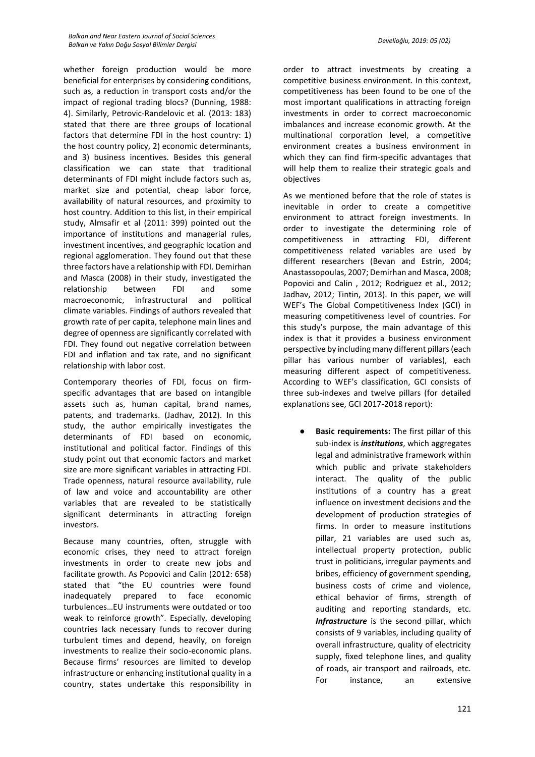whether foreign production would be more beneficial for enterprises by considering conditions, such as, a reduction in transport costs and/or the impact of regional trading blocs? (Dunning, 1988: 4). Similarly, Petrovic-Randelovic et al. (2013: 183) stated that there are three groups of locational factors that determine FDI in the host country: 1) the host country policy, 2) economic determinants, and 3) business incentives. Besides this general classification we can state that traditional determinants of FDI might include factors such as, market size and potential, cheap labor force, availability of natural resources, and proximity to host country. Addition to this list, in their empirical study, Almsafir et al (2011: 399) pointed out the importance of institutions and managerial rules, investment incentives, and geographic location and regional agglomeration. They found out that these three factors have a relationship with FDI. Demirhan and Masca (2008) in their study, investigated the relationship between FDI and some macroeconomic, infrastructural and political climate variables. Findings of authors revealed that growth rate of per capita, telephone main lines and degree of openness are significantly correlated with FDI. They found out negative correlation between FDI and inflation and tax rate, and no significant relationship with labor cost.

Contemporary theories of FDI, focus on firm-specific advantages that are based on intangible assets such as, human capital, brand names, patents, and trademarks. (Jadhav, 2012). In this study, the author empirically investigates the determinants of FDI based on economic, institutional and political factor. Findings of this study point out that economic factors and market size are more significant variables in attracting FDI. Trade openness, natural resource availability, rule of law and voice and accountability are other variables that are revealed to be statistically significant determinants in attracting foreign investors.

Because many countries, often, struggle with economic crises, they need to attract foreign investments in order to create new jobs and facilitate growth. As Popovici and Calin (2012: 658) stated that "the EU countries were found inadequately prepared to face economic turbulences…EU instruments were outdated or too weak to reinforce growth". Especially, developing countries lack necessary funds to recover during turbulent times and depend, heavily, on foreign investments to realize their socio-economic plans. Because firms' resources are limited to develop infrastructure or enhancing institutional quality in a country, states undertake this responsibility in order to attract investments by creating a competitive business environment. In this context, competitiveness has been found to be one of the most important qualifications in attracting foreign investments in order to correct macroeconomic imbalances and increase economic growth. At the multinational corporation level, a competitive environment creates a business environment in which they can find firm-specific advantages that will help them to realize their strategic goals and objectives

As we mentioned before that the role of states is inevitable in order to create a competitive environment to attract foreign investments. In order to investigate the determining role of competitiveness in attracting FDI, different competitiveness related variables are used by different researchers (Bevan and Estrin, 2004; Anastassopoulas, 2007; Demirhan and Masca, 2008; Popovici and Calin , 2012; Rodriguez et al., 2012; Jadhav, 2012; Tintin, 2013). In this paper, we will WEF's The Global Competitiveness Index (GCI) in measuring competitiveness level of countries. For this study's purpose, the main advantage of this index is that it provides a business environment perspective by including many different pillars (each pillar has various number of variables), each measuring different aspect of competitiveness. According to WEF's classification, GCI consists of three sub-indexes and twelve pillars (for detailed explanations see, GCI 2017-2018 report):

- **Basic requirements:** The first pillar of this sub-index is ***institutions***, which aggregates legal and administrative framework within which public and private stakeholders interact. The quality of the public institutions of a country has a great influence on investment decisions and the development of production strategies of firms. In order to measure institutions pillar, 21 variables are used such as, intellectual property protection, public trust in politicians, irregular payments and bribes, efficiency of government spending, business costs of crime and violence, ethical behavior of firms, strength of auditing and reporting standards, etc. ***Infrastructure*** is the second pillar, which consists of 9 variables, including quality of overall infrastructure, quality of electricity supply, fixed telephone lines, and quality of roads, air transport and railroads, etc. For instance, an extensive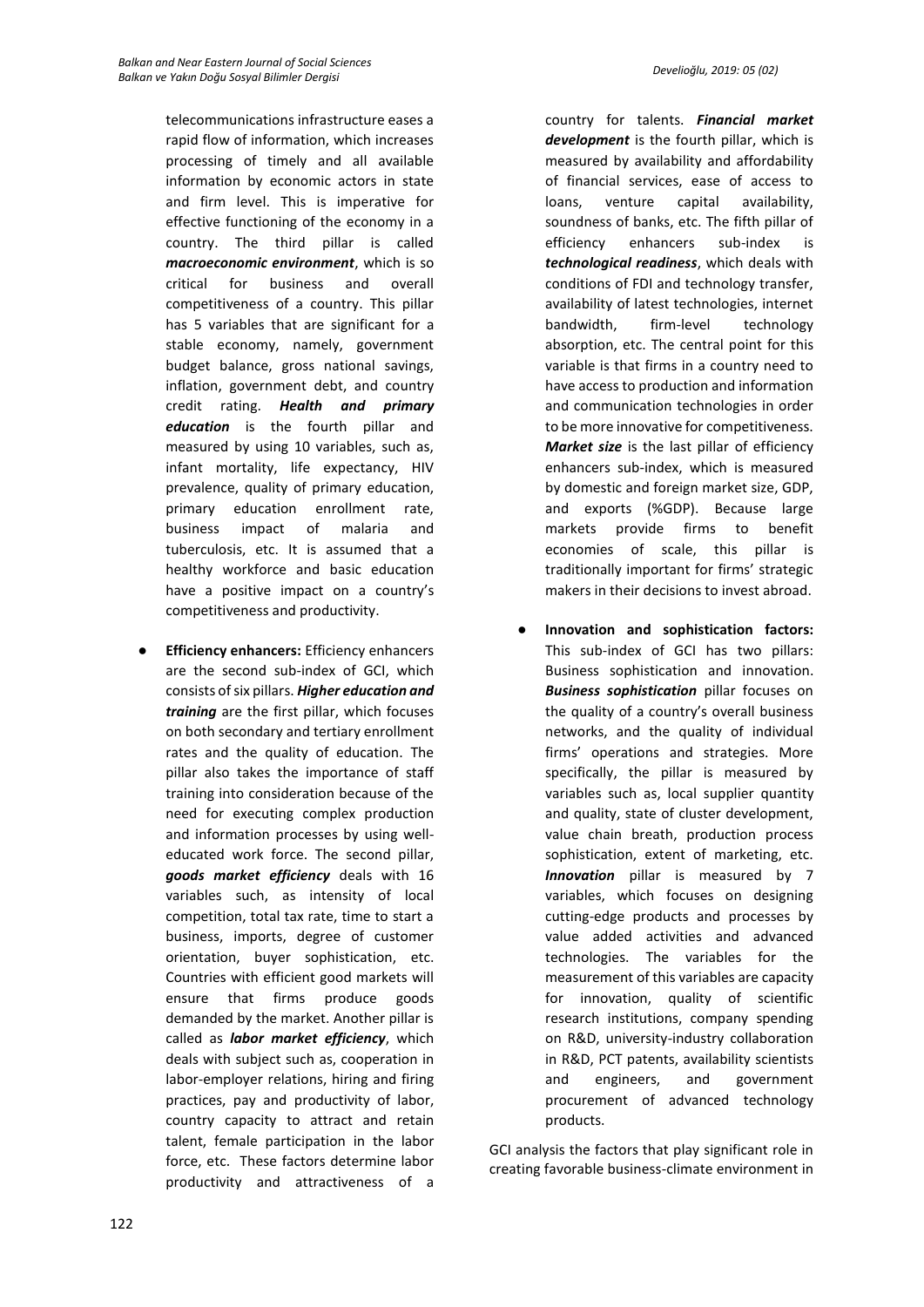telecommunications infrastructure eases a rapid flow of information, which increases processing of timely and all available information by economic actors in state and firm level. This is imperative for effective functioning of the economy in a country. The third pillar is called ***macroeconomic environment***, which is so critical for business and overall competitiveness of a country. This pillar has 5 variables that are significant for a stable economy, namely, government budget balance, gross national savings, inflation, government debt, and country credit rating. ***Health and primary education*** is the fourth pillar and measured by using 10 variables, such as, infant mortality, life expectancy, HIV prevalence, quality of primary education, primary education enrollment rate, business impact of malaria and tuberculosis, etc. It is assumed that a healthy workforce and basic education have a positive impact on a country's competitiveness and productivity.

- **Efficiency enhancers:** Efficiency enhancers are the second sub-index of GCI, which consists of six pillars. ***Higher education and training*** are the first pillar, which focuses on both secondary and tertiary enrollment rates and the quality of education. The pillar also takes the importance of staff training into consideration because of the need for executing complex production and information processes by using well-educated work force. The second pillar, ***goods market efficiency*** deals with 16 variables such, as intensity of local competition, total tax rate, time to start a business, imports, degree of customer orientation, buyer sophistication, etc. Countries with efficient good markets will ensure that firms produce goods demanded by the market. Another pillar is called as ***labor market efficiency***, which deals with subject such as, cooperation in labor-employer relations, hiring and firing practices, pay and productivity of labor, country capacity to attract and retain talent, female participation in the labor force, etc. These factors determine labor productivity and attractiveness of a country for talents. ***Financial market development*** is the fourth pillar, which is measured by availability and affordability of financial services, ease of access to loans, venture capital availability, soundness of banks, etc. The fifth pillar of efficiency enhancers sub-index is ***technological readiness***, which deals with conditions of FDI and technology transfer, availability of latest technologies, internet bandwidth, firm-level technology absorption, etc. The central point for this variable is that firms in a country need to have access to production and information and communication technologies in order to be more innovative for competitiveness. ***Market size*** is the last pillar of efficiency enhancers sub-index, which is measured by domestic and foreign market size, GDP, and exports (%GDP). Because large markets provide firms to benefit economies of scale, this pillar is traditionally important for firms' strategic makers in their decisions to invest abroad.

- **Innovation and sophistication factors:** This sub-index of GCI has two pillars: Business sophistication and innovation. ***Business sophistication*** pillar focuses on the quality of a country's overall business networks, and the quality of individual firms' operations and strategies. More specifically, the pillar is measured by variables such as, local supplier quantity and quality, state of cluster development, value chain breath, production process sophistication, extent of marketing, etc. ***Innovation*** pillar is measured by 7 variables, which focuses on designing cutting-edge products and processes by value added activities and advanced technologies. The variables for the measurement of this variables are capacity for innovation, quality of scientific research institutions, company spending on R&D, university-industry collaboration in R&D, PCT patents, availability scientists and engineers, and government procurement of advanced technology products.

GCI analysis the factors that play significant role in creating favorable business-climate environment in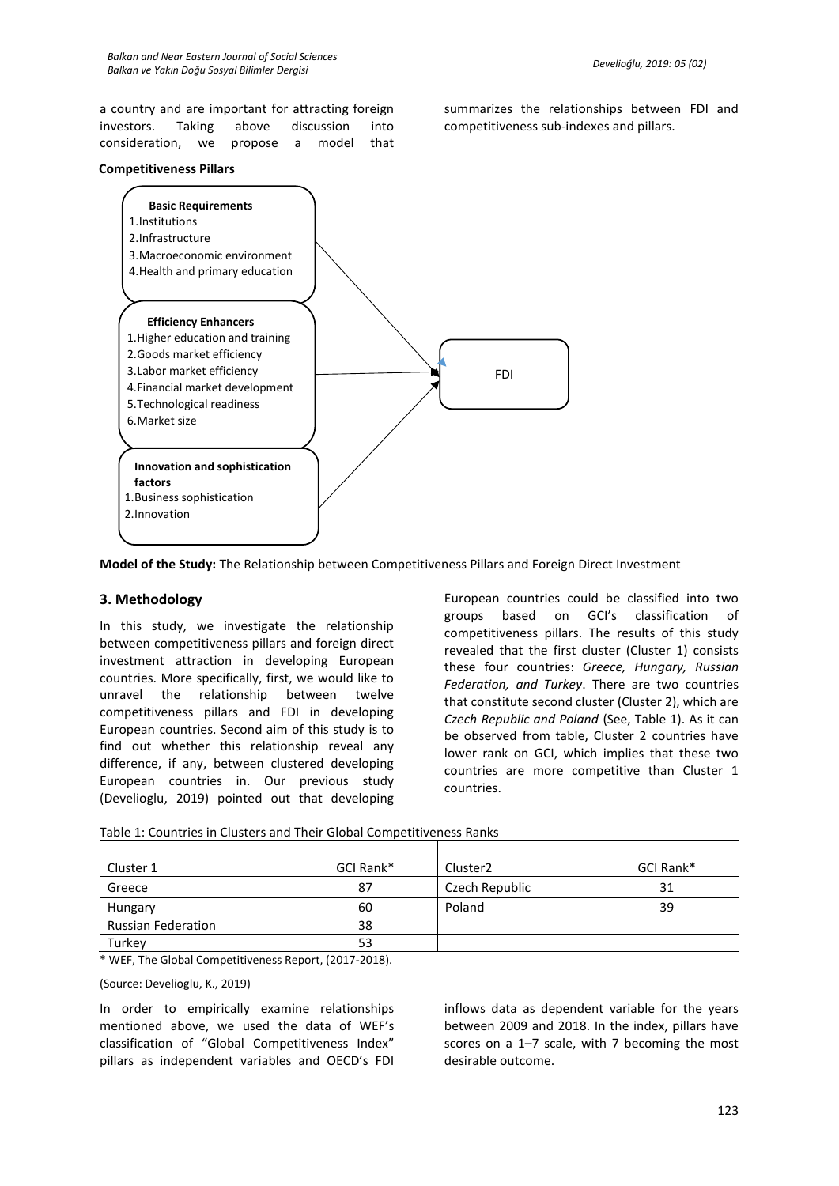a country and are important for attracting foreign investors. Taking above discussion into consideration, we propose a model that summarizes the relationships between FDI and competitiveness sub-indexes and pillars.

**Competitiveness Pillars**

**Basic Requirements**
1. Institutions
2. Infrastructure
3. Macroeconomic environment
4. Health and primary education

**Efficiency Enhancers**
1. Higher education and training
2. Goods market efficiency
3. Labor market efficiency
4. Financial market development
5. Technological readiness
6. Market size

**Innovation and sophistication factors**
1. Business sophistication
2. Innovation

FDI

**Model of the Study:** The Relationship between Competitiveness Pillars and Foreign Direct Investment

## 3. Methodology

In this study, we investigate the relationship between competitiveness pillars and foreign direct investment attraction in developing European countries. More specifically, first, we would like to unravel the relationship between twelve competitiveness pillars and FDI in developing European countries. Second aim of this study is to find out whether this relationship reveal any difference, if any, between clustered developing European countries in. Our previous study (Develioglu, 2019) pointed out that developing European countries could be classified into two groups based on GCI's classification of competitiveness pillars. The results of this study revealed that the first cluster (Cluster 1) consists these four countries: *Greece, Hungary, Russian Federation, and Turkey*. There are two countries that constitute second cluster (Cluster 2), which are *Czech Republic and Poland* (See, Table 1). As it can be observed from table, Cluster 2 countries have lower rank on GCI, which implies that these two countries are more competitive than Cluster 1 countries.

Table 1: Countries in Clusters and Their Global Competitiveness Ranks

| Cluster 1 | GCI Rank* | Cluster2 | GCI Rank* |
|---|---|---|---|
| Greece | 87 | Czech Republic | 31 |
| Hungary | 60 | Poland | 39 |
| Russian Federation | 38 | | |
| Turkey | 53 | | |

\* WEF, The Global Competitiveness Report, (2017-2018).

(Source: Develioglu, K., 2019)

In order to empirically examine relationships mentioned above, we used the data of WEF's classification of "Global Competitiveness Index" pillars as independent variables and OECD's FDI inflows data as dependent variable for the years between 2009 and 2018. In the index, pillars have scores on a 1–7 scale, with 7 becoming the most desirable outcome.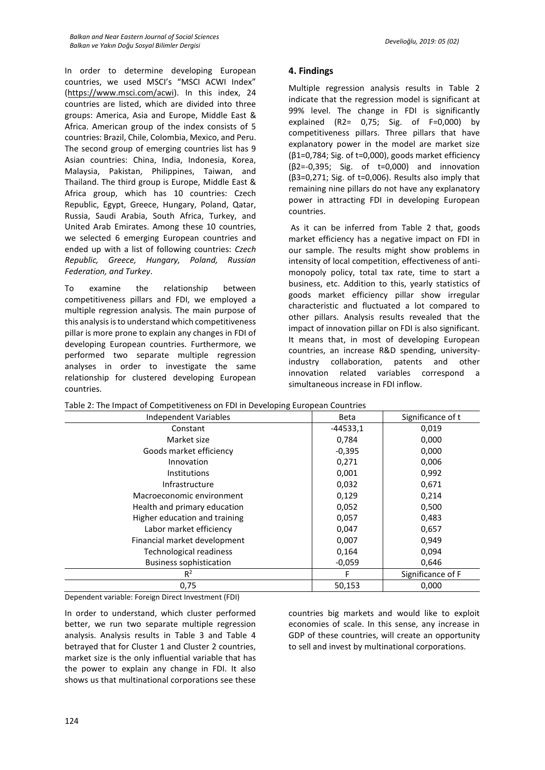In order to determine developing European countries, we used MSCI's "MSCI ACWI Index" (https://www.msci.com/acwi). In this index, 24 countries are listed, which are divided into three groups: America, Asia and Europe, Middle East & Africa. American group of the index consists of 5 countries: Brazil, Chile, Colombia, Mexico, and Peru. The second group of emerging countries list has 9 Asian countries: China, India, Indonesia, Korea, Malaysia, Pakistan, Philippines, Taiwan, and Thailand. The third group is Europe, Middle East & Africa group, which has 10 countries: Czech Republic, Egypt, Greece, Hungary, Poland, Qatar, Russia, Saudi Arabia, South Africa, Turkey, and United Arab Emirates. Among these 10 countries, we selected 6 emerging European countries and ended up with a list of following countries: *Czech Republic, Greece, Hungary, Poland, Russian Federation, and Turkey*.

To examine the relationship between competitiveness pillars and FDI, we employed a multiple regression analysis. The main purpose of this analysis is to understand which competitiveness pillar is more prone to explain any changes in FDI of developing European countries. Furthermore, we performed two separate multiple regression analyses in order to investigate the same relationship for clustered developing European countries.

## 4. Findings

Multiple regression analysis results in Table 2 indicate that the regression model is significant at 99% level. The change in FDI is significantly explained (R2= 0,75; Sig. of F=0,000) by competitiveness pillars. Three pillars that have explanatory power in the model are market size ($\beta_1$=0,784; Sig. of t=0,000), goods market efficiency ($\beta_2$=-0,395; Sig. of t=0,000) and innovation ($\beta_3$=0,271; Sig. of t=0,006). Results also imply that remaining nine pillars do not have any explanatory power in attracting FDI in developing European countries.

As it can be inferred from Table 2 that, goods market efficiency has a negative impact on FDI in our sample. The results might show problems in intensity of local competition, effectiveness of anti-monopoly policy, total tax rate, time to start a business, etc. Addition to this, yearly statistics of goods market efficiency pillar show irregular characteristic and fluctuated a lot compared to other pillars. Analysis results revealed that the impact of innovation pillar on FDI is also significant. It means that, in most of developing European countries, an increase R&D spending, university-industry collaboration, patents and other innovation related variables correspond a simultaneous increase in FDI inflow.

Table 2: The Impact of Competitiveness on FDI in Developing European Countries

| Independent Variables | Beta | Significance of t |
|---|---|---|
| Constant | -44533,1 | 0,019 |
| Market size | 0,784 | 0,000 |
| Goods market efficiency | -0,395 | 0,000 |
| Innovation | 0,271 | 0,006 |
| Institutions | 0,001 | 0,992 |
| Infrastructure | 0,032 | 0,671 |
| Macroeconomic environment | 0,129 | 0,214 |
| Health and primary education | 0,052 | 0,500 |
| Higher education and training | 0,057 | 0,483 |
| Labor market efficiency | 0,047 | 0,657 |
| Financial market development | 0,007 | 0,949 |
| Technological readiness | 0,164 | 0,094 |
| Business sophistication | -0,059 | 0,646 |
| $R^2$ | F | Significance of F |
| 0,75 | 50,153 | 0,000 |

Dependent variable: Foreign Direct Investment (FDI)

In order to understand, which cluster performed better, we run two separate multiple regression analysis. Analysis results in Table 3 and Table 4 betrayed that for Cluster 1 and Cluster 2 countries, market size is the only influential variable that has the power to explain any change in FDI. It also shows us that multinational corporations see these countries big markets and would like to exploit economies of scale. In this sense, any increase in GDP of these countries, will create an opportunity to sell and invest by multinational corporations.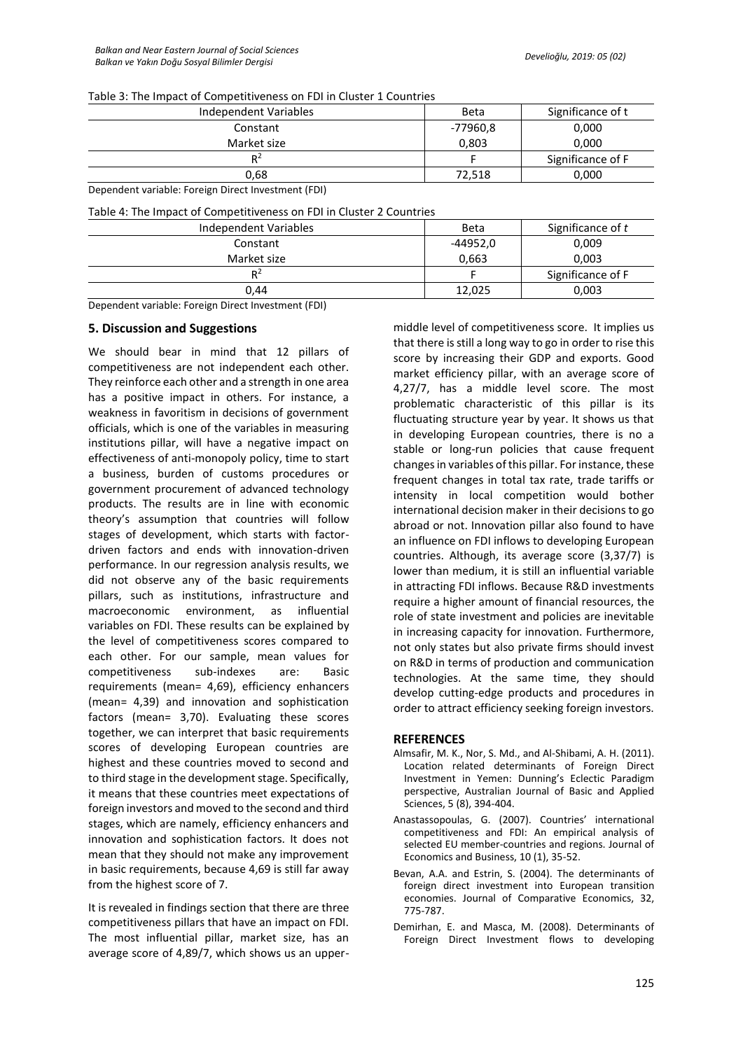Table 3: The Impact of Competitiveness on FDI in Cluster 1 Countries

| Independent Variables | Beta | Significance of t |
|---|---|---|
| Constant | -77960,8 | 0,000 |
| Market size | 0,803 | 0,000 |
| $R^2$ | F | Significance of F |
| 0,68 | 72,518 | 0,000 |

Dependent variable: Foreign Direct Investment (FDI)

Table 4: The Impact of Competitiveness on FDI in Cluster 2 Countries

| Independent Variables | Beta | Significance of *t* |
|---|---|---|
| Constant | -44952,0 | 0,009 |
| Market size | 0,663 | 0,003 |
| $R^2$ | F | Significance of F |
| 0,44 | 12,025 | 0,003 |

Dependent variable: Foreign Direct Investment (FDI)

## 5. Discussion and Suggestions

We should bear in mind that 12 pillars of competitiveness are not independent each other. They reinforce each other and a strength in one area has a positive impact in others. For instance, a weakness in favoritism in decisions of government officials, which is one of the variables in measuring institutions pillar, will have a negative impact on effectiveness of anti-monopoly policy, time to start a business, burden of customs procedures or government procurement of advanced technology products. The results are in line with economic theory's assumption that countries will follow stages of development, which starts with factor-driven factors and ends with innovation-driven performance. In our regression analysis results, we did not observe any of the basic requirements pillars, such as institutions, infrastructure and macroeconomic environment, as influential variables on FDI. These results can be explained by the level of competitiveness scores compared to each other. For our sample, mean values for competitiveness sub-indexes are: Basic requirements (mean= 4,69), efficiency enhancers (mean= 4,39) and innovation and sophistication factors (mean= 3,70). Evaluating these scores together, we can interpret that basic requirements scores of developing European countries are highest and these countries moved to second and to third stage in the development stage. Specifically, it means that these countries meet expectations of foreign investors and moved to the second and third stages, which are namely, efficiency enhancers and innovation and sophistication factors. It does not mean that they should not make any improvement in basic requirements, because 4,69 is still far away from the highest score of 7.

It is revealed in findings section that there are three competitiveness pillars that have an impact on FDI. The most influential pillar, market size, has an average score of 4,89/7, which shows us an upper-middle level of competitiveness score. It implies us that there is still a long way to go in order to rise this score by increasing their GDP and exports. Good market efficiency pillar, with an average score of 4,27/7, has a middle level score. The most problematic characteristic of this pillar is its fluctuating structure year by year. It shows us that in developing European countries, there is no a stable or long-run policies that cause frequent changes in variables of this pillar. For instance, these frequent changes in total tax rate, trade tariffs or intensity in local competition would bother international decision maker in their decisions to go abroad or not. Innovation pillar also found to have an influence on FDI inflows to developing European countries. Although, its average score (3,37/7) is lower than medium, it is still an influential variable in attracting FDI inflows. Because R&D investments require a higher amount of financial resources, the role of state investment and policies are inevitable in increasing capacity for innovation. Furthermore, not only states but also private firms should invest on R&D in terms of production and communication technologies. At the same time, they should develop cutting-edge products and procedures in order to attract efficiency seeking foreign investors.

## REFERENCES

Almsafir, M. K., Nor, S. Md., and Al-Shibami, A. H. (2011). Location related determinants of Foreign Direct Investment in Yemen: Dunning's Eclectic Paradigm perspective, Australian Journal of Basic and Applied Sciences, 5 (8), 394-404.

Anastassopoulas, G. (2007). Countries' international competitiveness and FDI: An empirical analysis of selected EU member-countries and regions. Journal of Economics and Business, 10 (1), 35-52.

Bevan, A.A. and Estrin, S. (2004). The determinants of foreign direct investment into European transition economies. Journal of Comparative Economics, 32, 775-787.

Demirhan, E. and Masca, M. (2008). Determinants of Foreign Direct Investment flows to developing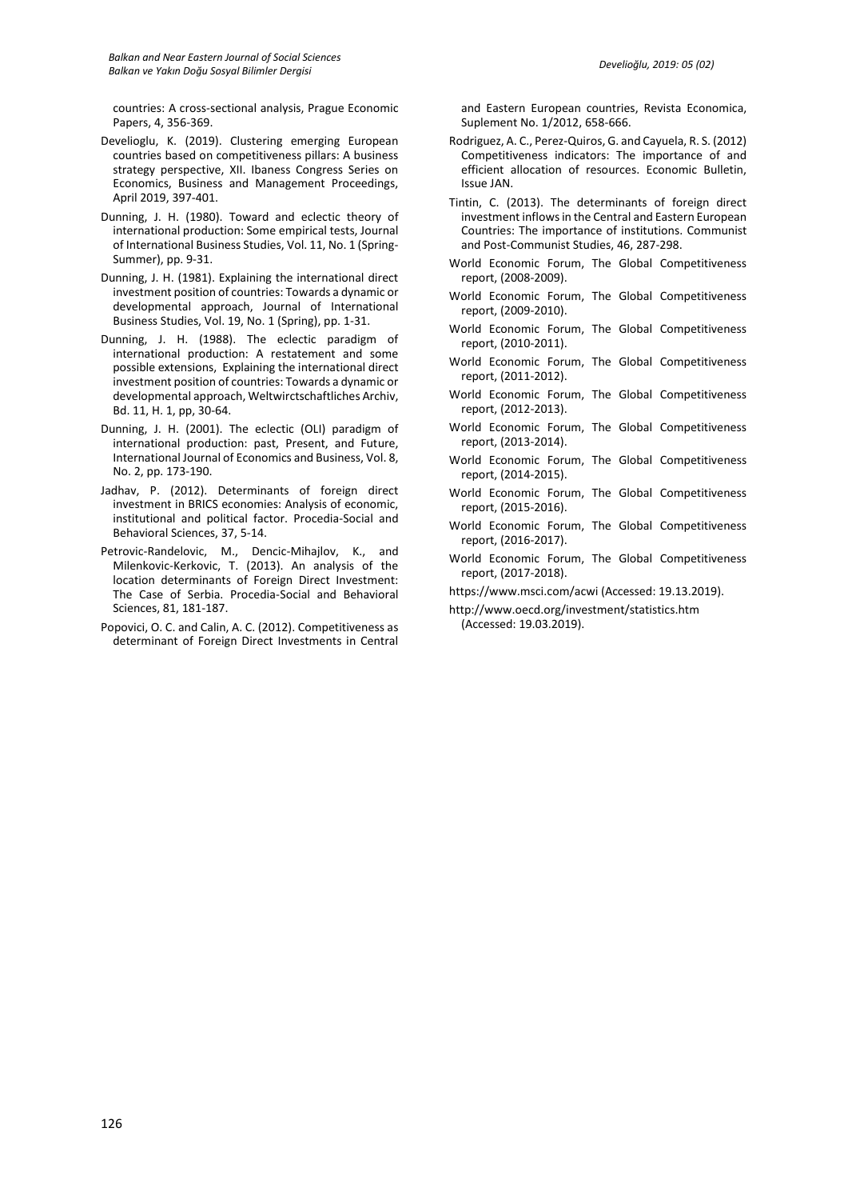countries: A cross-sectional analysis, Prague Economic Papers, 4, 356-369.

Develioglu, K. (2019). Clustering emerging European countries based on competitiveness pillars: A business strategy perspective, XII. Ibaness Congress Series on Economics, Business and Management Proceedings, April 2019, 397-401.

Dunning, J. H. (1980). Toward and eclectic theory of international production: Some empirical tests, Journal of International Business Studies, Vol. 11, No. 1 (Spring-Summer), pp. 9-31.

Dunning, J. H. (1981). Explaining the international direct investment position of countries: Towards a dynamic or developmental approach, Journal of International Business Studies, Vol. 19, No. 1 (Spring), pp. 1-31.

Dunning, J. H. (1988). The eclectic paradigm of international production: A restatement and some possible extensions, Explaining the international direct investment position of countries: Towards a dynamic or developmental approach, Weltwirctschaftliches Archiv, Bd. 11, H. 1, pp, 30-64.

Dunning, J. H. (2001). The eclectic (OLI) paradigm of international production: past, Present, and Future, International Journal of Economics and Business, Vol. 8, No. 2, pp. 173-190.

Jadhav, P. (2012). Determinants of foreign direct investment in BRICS economies: Analysis of economic, institutional and political factor. Procedia-Social and Behavioral Sciences, 37, 5-14.

Petrovic-Randelovic, M., Dencic-Mihajlov, K., and Milenkovic-Kerkovic, T. (2013). An analysis of the location determinants of Foreign Direct Investment: The Case of Serbia. Procedia-Social and Behavioral Sciences, 81, 181-187.

Popovici, O. C. and Calin, A. C. (2012). Competitiveness as determinant of Foreign Direct Investments in Central and Eastern European countries, Revista Economica, Suplement No. 1/2012, 658-666.

Rodriguez, A. C., Perez-Quiros, G. and Cayuela, R. S. (2012) Competitiveness indicators: The importance of and efficient allocation of resources. Economic Bulletin, Issue JAN.

Tintin, C. (2013). The determinants of foreign direct investment inflows in the Central and Eastern European Countries: The importance of institutions. Communist and Post-Communist Studies, 46, 287-298.

World Economic Forum, The Global Competitiveness report, (2008-2009).

World Economic Forum, The Global Competitiveness report, (2009-2010).

World Economic Forum, The Global Competitiveness report, (2010-2011).

World Economic Forum, The Global Competitiveness report, (2011-2012).

World Economic Forum, The Global Competitiveness report, (2012-2013).

World Economic Forum, The Global Competitiveness report, (2013-2014).

World Economic Forum, The Global Competitiveness report, (2014-2015).

World Economic Forum, The Global Competitiveness report, (2015-2016).

World Economic Forum, The Global Competitiveness report, (2016-2017).

World Economic Forum, The Global Competitiveness report, (2017-2018).

https://www.msci.com/acwi (Accessed: 19.13.2019).

http://www.oecd.org/investment/statistics.htm (Accessed: 19.03.2019).